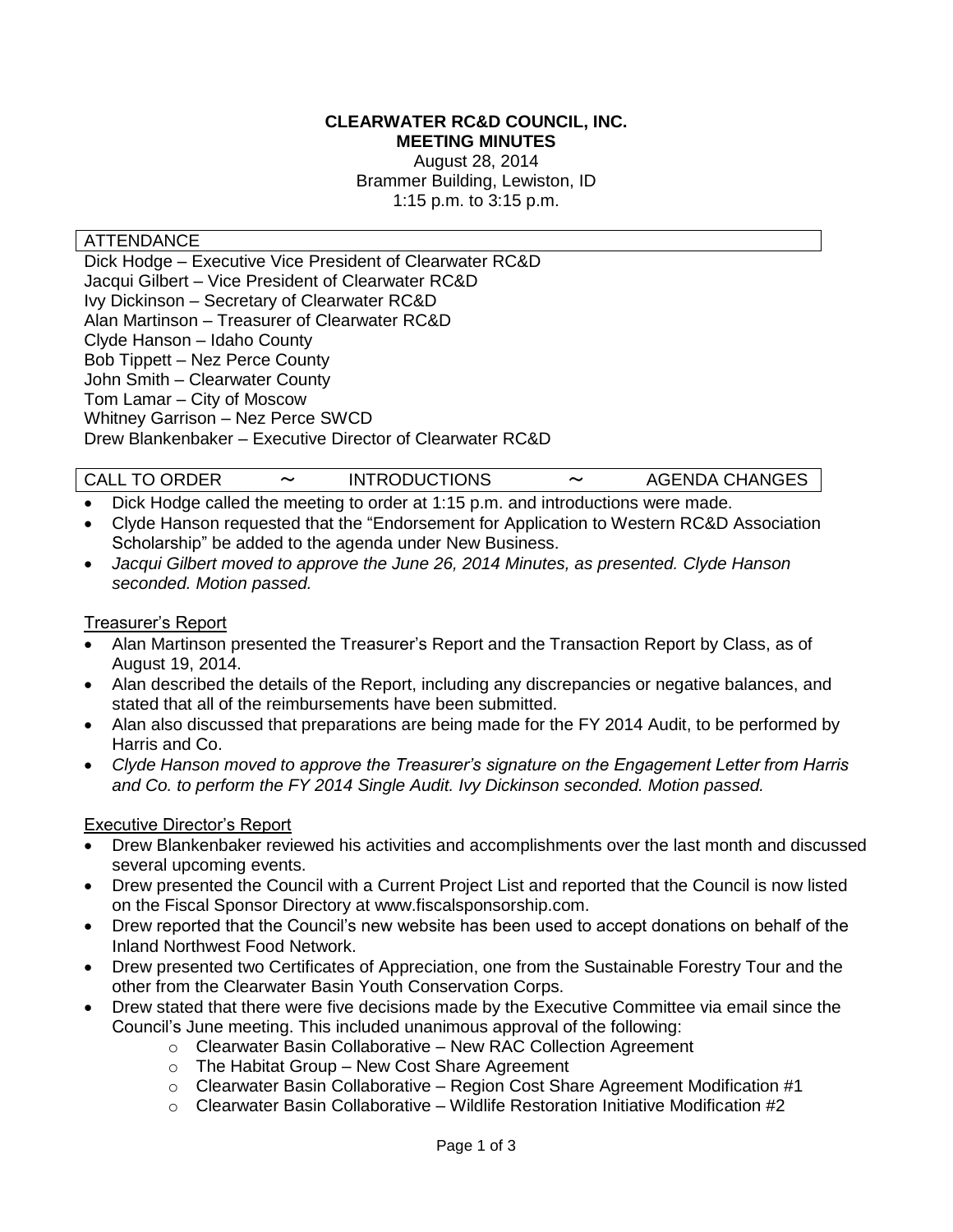**CLEARWATER RC&D COUNCIL, INC.**
**MEETING MINUTES**
August 28, 2014
Brammer Building, Lewiston, ID
1:15 p.m. to 3:15 p.m.

## ATTENDANCE

Dick Hodge – Executive Vice President of Clearwater RC&D
Jacqui Gilbert – Vice President of Clearwater RC&D
Ivy Dickinson – Secretary of Clearwater RC&D
Alan Martinson – Treasurer of Clearwater RC&D
Clyde Hanson – Idaho County
Bob Tippett – Nez Perce County
John Smith – Clearwater County
Tom Lamar – City of Moscow
Whitney Garrison – Nez Perce SWCD
Drew Blankenbaker – Executive Director of Clearwater RC&D

## CALL TO ORDER ~ INTRODUCTIONS ~ AGENDA CHANGES

- Dick Hodge called the meeting to order at 1:15 p.m. and introductions were made.
- Clyde Hanson requested that the "Endorsement for Application to Western RC&D Association Scholarship" be added to the agenda under New Business.
- *Jacqui Gilbert moved to approve the June 26, 2014 Minutes, as presented. Clyde Hanson seconded. Motion passed.*

Treasurer's Report

- Alan Martinson presented the Treasurer's Report and the Transaction Report by Class, as of August 19, 2014.
- Alan described the details of the Report, including any discrepancies or negative balances, and stated that all of the reimbursements have been submitted.
- Alan also discussed that preparations are being made for the FY 2014 Audit, to be performed by Harris and Co.
- *Clyde Hanson moved to approve the Treasurer's signature on the Engagement Letter from Harris and Co. to perform the FY 2014 Single Audit. Ivy Dickinson seconded. Motion passed.*

Executive Director's Report

- Drew Blankenbaker reviewed his activities and accomplishments over the last month and discussed several upcoming events.
- Drew presented the Council with a Current Project List and reported that the Council is now listed on the Fiscal Sponsor Directory at www.fiscalsponsorship.com.
- Drew reported that the Council's new website has been used to accept donations on behalf of the Inland Northwest Food Network.
- Drew presented two Certificates of Appreciation, one from the Sustainable Forestry Tour and the other from the Clearwater Basin Youth Conservation Corps.
- Drew stated that there were five decisions made by the Executive Committee via email since the Council's June meeting. This included unanimous approval of the following:
    - Clearwater Basin Collaborative – New RAC Collection Agreement
    - The Habitat Group – New Cost Share Agreement
    - Clearwater Basin Collaborative – Region Cost Share Agreement Modification #1
    - Clearwater Basin Collaborative – Wildlife Restoration Initiative Modification #2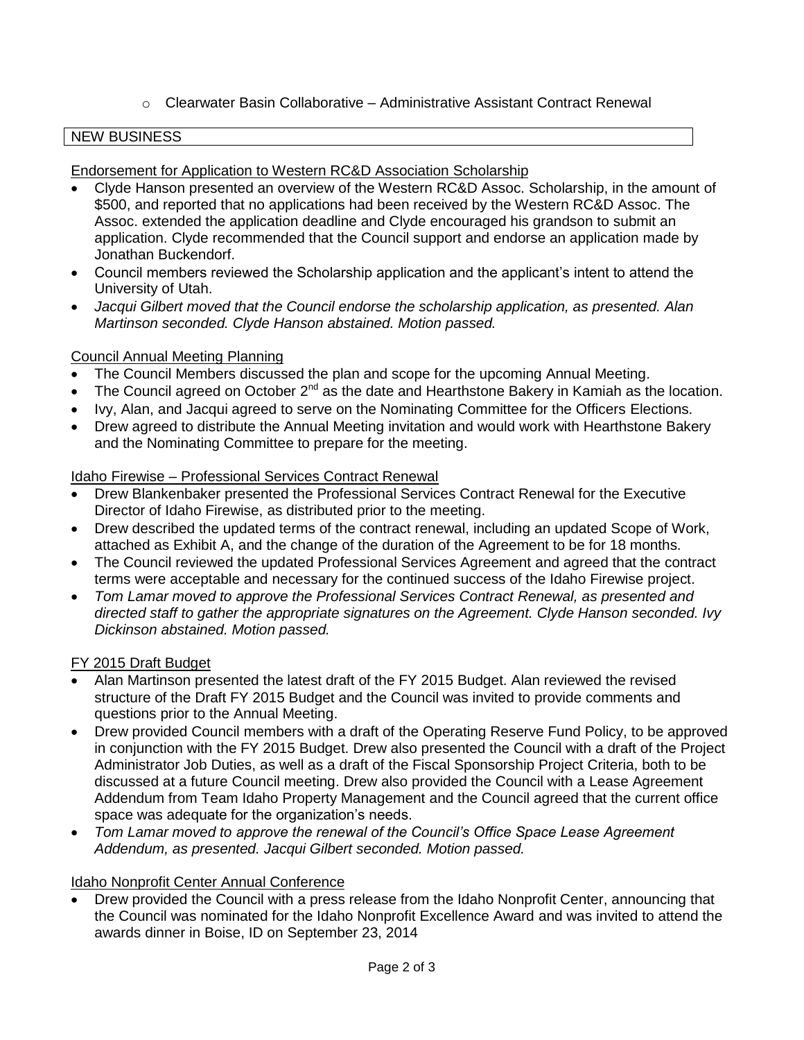- Clearwater Basin Collaborative – Administrative Assistant Contract Renewal

## NEW BUSINESS

Endorsement for Application to Western RC&D Association Scholarship

- Clyde Hanson presented an overview of the Western RC&D Assoc. Scholarship, in the amount of \$500, and reported that no applications had been received by the Western RC&D Assoc. The Assoc. extended the application deadline and Clyde encouraged his grandson to submit an application. Clyde recommended that the Council support and endorse an application made by Jonathan Buckendorf.
- Council members reviewed the Scholarship application and the applicant's intent to attend the University of Utah.
- *Jacqui Gilbert moved that the Council endorse the scholarship application, as presented. Alan Martinson seconded. Clyde Hanson abstained. Motion passed.*

Council Annual Meeting Planning

- The Council Members discussed the plan and scope for the upcoming Annual Meeting.
- The Council agreed on October 2nd as the date and Hearthstone Bakery in Kamiah as the location.
- Ivy, Alan, and Jacqui agreed to serve on the Nominating Committee for the Officers Elections.
- Drew agreed to distribute the Annual Meeting invitation and would work with Hearthstone Bakery and the Nominating Committee to prepare for the meeting.

Idaho Firewise – Professional Services Contract Renewal

- Drew Blankenbaker presented the Professional Services Contract Renewal for the Executive Director of Idaho Firewise, as distributed prior to the meeting.
- Drew described the updated terms of the contract renewal, including an updated Scope of Work, attached as Exhibit A, and the change of the duration of the Agreement to be for 18 months.
- The Council reviewed the updated Professional Services Agreement and agreed that the contract terms were acceptable and necessary for the continued success of the Idaho Firewise project.
- *Tom Lamar moved to approve the Professional Services Contract Renewal, as presented and directed staff to gather the appropriate signatures on the Agreement. Clyde Hanson seconded. Ivy Dickinson abstained. Motion passed.*

FY 2015 Draft Budget

- Alan Martinson presented the latest draft of the FY 2015 Budget. Alan reviewed the revised structure of the Draft FY 2015 Budget and the Council was invited to provide comments and questions prior to the Annual Meeting.
- Drew provided Council members with a draft of the Operating Reserve Fund Policy, to be approved in conjunction with the FY 2015 Budget. Drew also presented the Council with a draft of the Project Administrator Job Duties, as well as a draft of the Fiscal Sponsorship Project Criteria, both to be discussed at a future Council meeting. Drew also provided the Council with a Lease Agreement Addendum from Team Idaho Property Management and the Council agreed that the current office space was adequate for the organization's needs.
- *Tom Lamar moved to approve the renewal of the Council's Office Space Lease Agreement Addendum, as presented. Jacqui Gilbert seconded. Motion passed.*

Idaho Nonprofit Center Annual Conference

- Drew provided the Council with a press release from the Idaho Nonprofit Center, announcing that the Council was nominated for the Idaho Nonprofit Excellence Award and was invited to attend the awards dinner in Boise, ID on September 23, 2014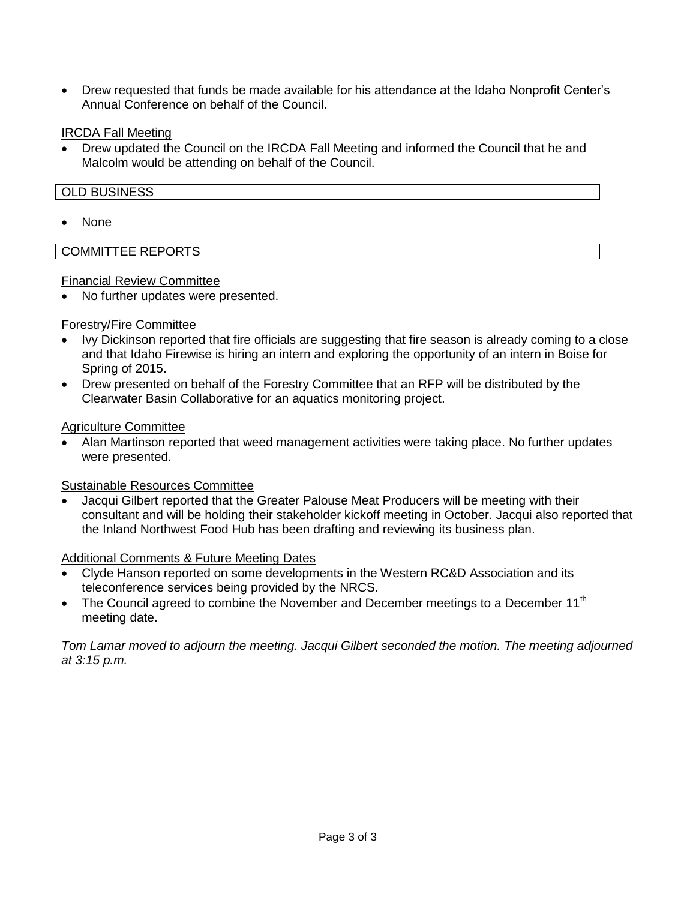- Drew requested that funds be made available for his attendance at the Idaho Nonprofit Center's Annual Conference on behalf of the Council.

IRCDA Fall Meeting

- Drew updated the Council on the IRCDA Fall Meeting and informed the Council that he and Malcolm would be attending on behalf of the Council.

## OLD BUSINESS

- None

## COMMITTEE REPORTS

Financial Review Committee

- No further updates were presented.

Forestry/Fire Committee

- Ivy Dickinson reported that fire officials are suggesting that fire season is already coming to a close and that Idaho Firewise is hiring an intern and exploring the opportunity of an intern in Boise for Spring of 2015.
- Drew presented on behalf of the Forestry Committee that an RFP will be distributed by the Clearwater Basin Collaborative for an aquatics monitoring project.

Agriculture Committee

- Alan Martinson reported that weed management activities were taking place. No further updates were presented.

Sustainable Resources Committee

- Jacqui Gilbert reported that the Greater Palouse Meat Producers will be meeting with their consultant and will be holding their stakeholder kickoff meeting in October. Jacqui also reported that the Inland Northwest Food Hub has been drafting and reviewing its business plan.

Additional Comments & Future Meeting Dates

- Clyde Hanson reported on some developments in the Western RC&D Association and its teleconference services being provided by the NRCS.
- The Council agreed to combine the November and December meetings to a December 11th meeting date.

*Tom Lamar moved to adjourn the meeting. Jacqui Gilbert seconded the motion. The meeting adjourned at 3:15 p.m.*